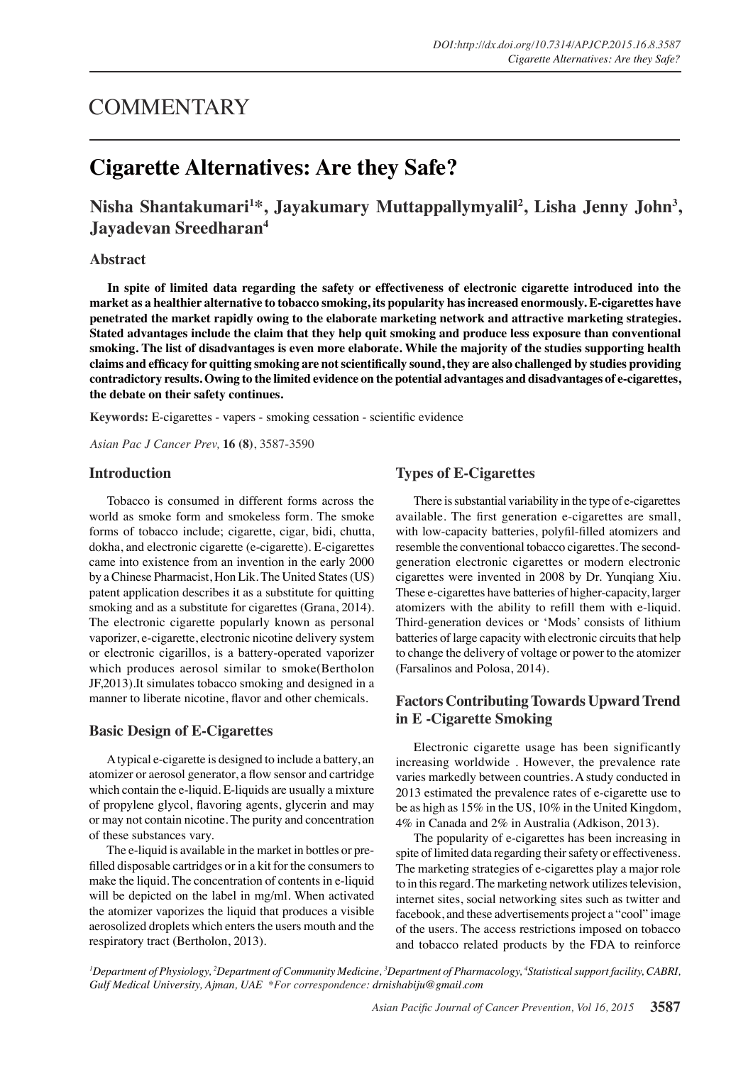# COMMENTARY

# Cigarette Alternatives: Are they Safe?

**Nisha Shantakumari[1]*, Jayakumary Muttappallymyalil[2], Lisha Jenny John[3], Jayadevan Sreedharan[4]**

## Abstract

**In spite of limited data regarding the safety or effectiveness of electronic cigarette introduced into the market as a healthier alternative to tobacco smoking, its popularity has increased enormously. E-cigarettes have penetrated the market rapidly owing to the elaborate marketing network and attractive marketing strategies. Stated advantages include the claim that they help quit smoking and produce less exposure than conventional smoking. The list of disadvantages is even more elaborate. While the majority of the studies supporting health claims and efficacy for quitting smoking are not scientifically sound, they are also challenged by studies providing contradictory results. Owing to the limited evidence on the potential advantages and disadvantages of e-cigarettes, the debate on their safety continues.**

**Keywords:** E-cigarettes - vapers - smoking cessation - scientific evidence

## Introduction

Tobacco is consumed in different forms across the world as smoke form and smokeless form. The smoke forms of tobacco include; cigarette, cigar, bidi, chutta, dokha, and electronic cigarette (e-cigarette). E-cigarettes came into existence from an invention in the early 2000 by a Chinese Pharmacist, Hon Lik. The United States (US) patent application describes it as a substitute for quitting smoking and as a substitute for cigarettes (Grana, 2014). The electronic cigarette popularly known as personal vaporizer, e-cigarette, electronic nicotine delivery system or electronic cigarillos, is a battery-operated vaporizer which produces aerosol similar to smoke(Bertholon JF,2013).It simulates tobacco smoking and designed in a manner to liberate nicotine, flavor and other chemicals.

## Basic Design of E-Cigarettes

A typical e-cigarette is designed to include a battery, an atomizer or aerosol generator, a flow sensor and cartridge which contain the e-liquid. E-liquids are usually a mixture of propylene glycol, flavoring agents, glycerin and may or may not contain nicotine. The purity and concentration of these substances vary.

The e-liquid is available in the market in bottles or pre-filled disposable cartridges or in a kit for the consumers to make the liquid. The concentration of contents in e-liquid will be depicted on the label in mg/ml. When activated the atomizer vaporizes the liquid that produces a visible aerosolized droplets which enters the users mouth and the respiratory tract (Bertholon, 2013).

## Types of E-Cigarettes

There is substantial variability in the type of e-cigarettes available. The first generation e-cigarettes are small, with low-capacity batteries, polyfil-filled atomizers and resemble the conventional tobacco cigarettes. The second-generation electronic cigarettes or modern electronic cigarettes were invented in 2008 by Dr. Yunqiang Xiu. These e-cigarettes have batteries of higher-capacity, larger atomizers with the ability to refill them with e-liquid. Third-generation devices or 'Mods' consists of lithium batteries of large capacity with electronic circuits that help to change the delivery of voltage or power to the atomizer (Farsalinos and Polosa, 2014).

## Factors Contributing Towards Upward Trend in E -Cigarette Smoking

Electronic cigarette usage has been significantly increasing worldwide . However, the prevalence rate varies markedly between countries. A study conducted in 2013 estimated the prevalence rates of e-cigarette use to be as high as 15% in the US, 10% in the United Kingdom, 4% in Canada and 2% in Australia (Adkison, 2013).

The popularity of e-cigarettes has been increasing in spite of limited data regarding their safety or effectiveness. The marketing strategies of e-cigarettes play a major role to in this regard. The marketing network utilizes television, internet sites, social networking sites such as twitter and facebook, and these advertisements project a "cool" image of the users. The access restrictions imposed on tobacco and tobacco related products by the FDA to reinforce

*[1]Department of Physiology, [2]Department of Community Medicine, [3]Department of Pharmacology, [4]Statistical support facility, CABRI, Gulf Medical University, Ajman, UAE \*For correspondence: drnishabiju@gmail.com*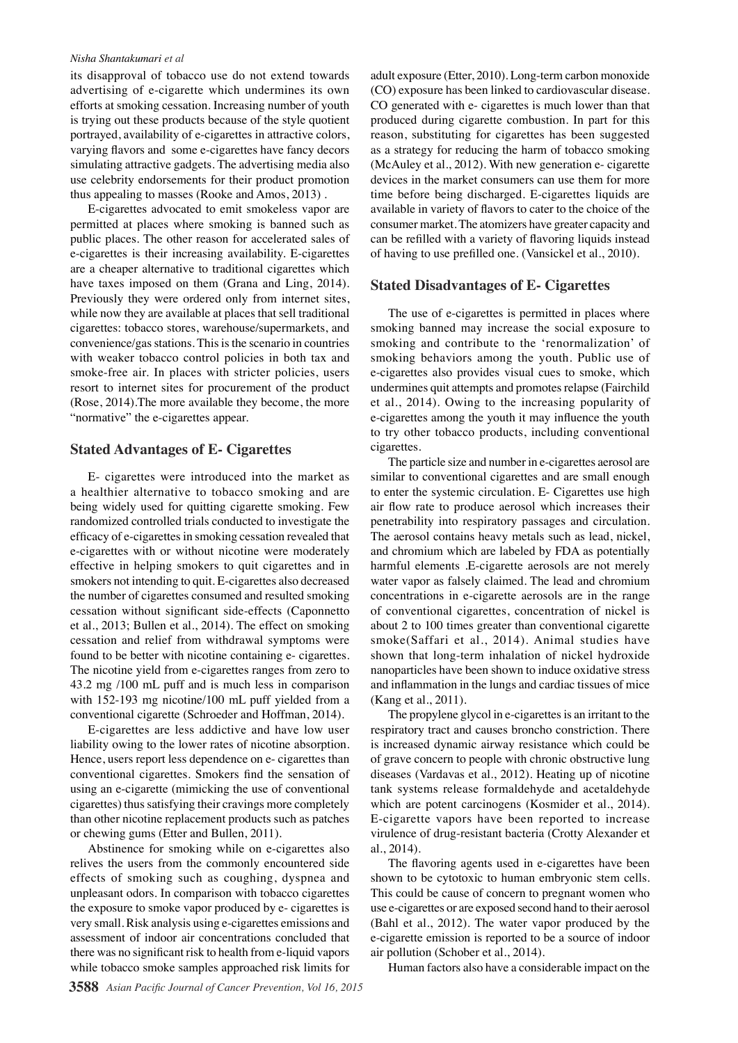its disapproval of tobacco use do not extend towards advertising of e-cigarette which undermines its own efforts at smoking cessation. Increasing number of youth is trying out these products because of the style quotient portrayed, availability of e-cigarettes in attractive colors, varying flavors and some e-cigarettes have fancy decors simulating attractive gadgets. The advertising media also use celebrity endorsements for their product promotion thus appealing to masses (Rooke and Amos, 2013) .

E-cigarettes advocated to emit smokeless vapor are permitted at places where smoking is banned such as public places. The other reason for accelerated sales of e-cigarettes is their increasing availability. E-cigarettes are a cheaper alternative to traditional cigarettes which have taxes imposed on them (Grana and Ling, 2014). Previously they were ordered only from internet sites, while now they are available at places that sell traditional cigarettes: tobacco stores, warehouse/supermarkets, and convenience/gas stations. This is the scenario in countries with weaker tobacco control policies in both tax and smoke-free air. In places with stricter policies, users resort to internet sites for procurement of the product (Rose, 2014).The more available they become, the more "normative" the e-cigarettes appear.

## Stated Advantages of E- Cigarettes

E- cigarettes were introduced into the market as a healthier alternative to tobacco smoking and are being widely used for quitting cigarette smoking. Few randomized controlled trials conducted to investigate the efficacy of e-cigarettes in smoking cessation revealed that e-cigarettes with or without nicotine were moderately effective in helping smokers to quit cigarettes and in smokers not intending to quit. E-cigarettes also decreased the number of cigarettes consumed and resulted smoking cessation without significant side-effects (Caponnetto et al., 2013; Bullen et al., 2014). The effect on smoking cessation and relief from withdrawal symptoms were found to be better with nicotine containing e- cigarettes. The nicotine yield from e-cigarettes ranges from zero to 43.2 mg /100 mL puff and is much less in comparison with 152-193 mg nicotine/100 mL puff yielded from a conventional cigarette (Schroeder and Hoffman, 2014).

E-cigarettes are less addictive and have low user liability owing to the lower rates of nicotine absorption. Hence, users report less dependence on e- cigarettes than conventional cigarettes. Smokers find the sensation of using an e-cigarette (mimicking the use of conventional cigarettes) thus satisfying their cravings more completely than other nicotine replacement products such as patches or chewing gums (Etter and Bullen, 2011).

Abstinence for smoking while on e-cigarettes also relives the users from the commonly encountered side effects of smoking such as coughing, dyspnea and unpleasant odors. In comparison with tobacco cigarettes the exposure to smoke vapor produced by e- cigarettes is very small. Risk analysis using e-cigarettes emissions and assessment of indoor air concentrations concluded that there was no significant risk to health from e-liquid vapors while tobacco smoke samples approached risk limits for adult exposure (Etter, 2010). Long-term carbon monoxide (CO) exposure has been linked to cardiovascular disease. CO generated with e- cigarettes is much lower than that produced during cigarette combustion. In part for this reason, substituting for cigarettes has been suggested as a strategy for reducing the harm of tobacco smoking (McAuley et al., 2012). With new generation e- cigarette devices in the market consumers can use them for more time before being discharged. E-cigarettes liquids are available in variety of flavors to cater to the choice of the consumer market. The atomizers have greater capacity and can be refilled with a variety of flavoring liquids instead of having to use prefilled one. (Vansickel et al., 2010).

## Stated Disadvantages of E- Cigarettes

The use of e-cigarettes is permitted in places where smoking banned may increase the social exposure to smoking and contribute to the 'renormalization' of smoking behaviors among the youth. Public use of e-cigarettes also provides visual cues to smoke, which undermines quit attempts and promotes relapse (Fairchild et al., 2014). Owing to the increasing popularity of e-cigarettes among the youth it may influence the youth to try other tobacco products, including conventional cigarettes.

The particle size and number in e-cigarettes aerosol are similar to conventional cigarettes and are small enough to enter the systemic circulation. E- Cigarettes use high air flow rate to produce aerosol which increases their penetrability into respiratory passages and circulation. The aerosol contains heavy metals such as lead, nickel, and chromium which are labeled by FDA as potentially harmful elements .E-cigarette aerosols are not merely water vapor as falsely claimed. The lead and chromium concentrations in e-cigarette aerosols are in the range of conventional cigarettes, concentration of nickel is about 2 to 100 times greater than conventional cigarette smoke(Saffari et al., 2014). Animal studies have shown that long-term inhalation of nickel hydroxide nanoparticles have been shown to induce oxidative stress and inflammation in the lungs and cardiac tissues of mice (Kang et al., 2011).

The propylene glycol in e-cigarettes is an irritant to the respiratory tract and causes broncho constriction. There is increased dynamic airway resistance which could be of grave concern to people with chronic obstructive lung diseases (Vardavas et al., 2012). Heating up of nicotine tank systems release formaldehyde and acetaldehyde which are potent carcinogens (Kosmider et al., 2014). E-cigarette vapors have been reported to increase virulence of drug-resistant bacteria (Crotty Alexander et al., 2014).

The flavoring agents used in e-cigarettes have been shown to be cytotoxic to human embryonic stem cells. This could be cause of concern to pregnant women who use e-cigarettes or are exposed second hand to their aerosol (Bahl et al., 2012). The water vapor produced by the e-cigarette emission is reported to be a source of indoor air pollution (Schober et al., 2014).

Human factors also have a considerable impact on the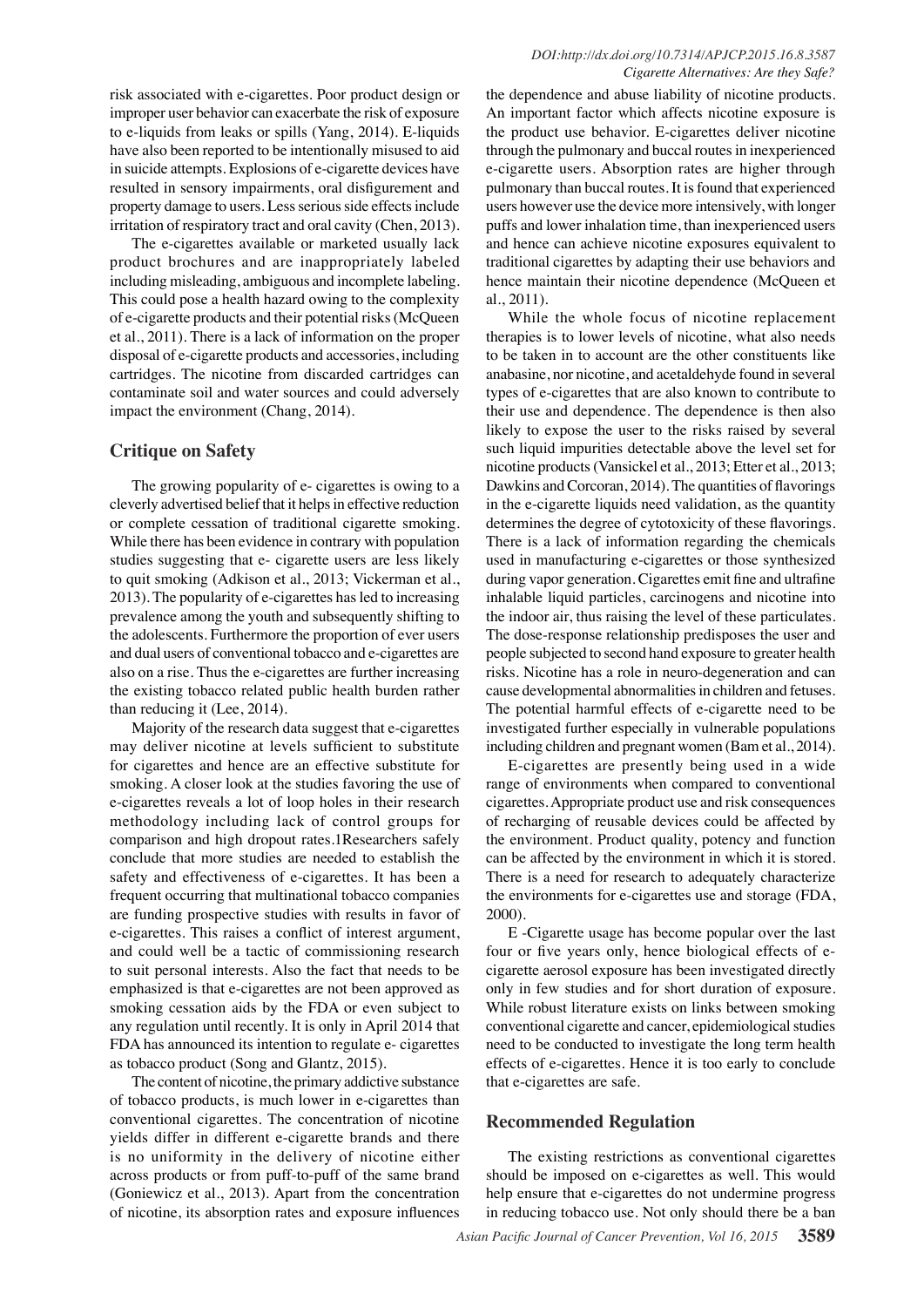risk associated with e-cigarettes. Poor product design or improper user behavior can exacerbate the risk of exposure to e-liquids from leaks or spills (Yang, 2014). E-liquids have also been reported to be intentionally misused to aid in suicide attempts. Explosions of e-cigarette devices have resulted in sensory impairments, oral disfigurement and property damage to users. Less serious side effects include irritation of respiratory tract and oral cavity (Chen, 2013).

The e-cigarettes available or marketed usually lack product brochures and are inappropriately labeled including misleading, ambiguous and incomplete labeling. This could pose a health hazard owing to the complexity of e-cigarette products and their potential risks (McQueen et al., 2011). There is a lack of information on the proper disposal of e-cigarette products and accessories, including cartridges. The nicotine from discarded cartridges can contaminate soil and water sources and could adversely impact the environment (Chang, 2014).

## Critique on Safety

The growing popularity of e- cigarettes is owing to a cleverly advertised belief that it helps in effective reduction or complete cessation of traditional cigarette smoking. While there has been evidence in contrary with population studies suggesting that e- cigarette users are less likely to quit smoking (Adkison et al., 2013; Vickerman et al., 2013). The popularity of e-cigarettes has led to increasing prevalence among the youth and subsequently shifting to the adolescents. Furthermore the proportion of ever users and dual users of conventional tobacco and e-cigarettes are also on a rise. Thus the e-cigarettes are further increasing the existing tobacco related public health burden rather than reducing it (Lee, 2014).

Majority of the research data suggest that e-cigarettes may deliver nicotine at levels sufficient to substitute for cigarettes and hence are an effective substitute for smoking. A closer look at the studies favoring the use of e-cigarettes reveals a lot of loop holes in their research methodology including lack of control groups for comparison and high dropout rates.1Researchers safely conclude that more studies are needed to establish the safety and effectiveness of e-cigarettes. It has been a frequent occurring that multinational tobacco companies are funding prospective studies with results in favor of e-cigarettes. This raises a conflict of interest argument, and could well be a tactic of commissioning research to suit personal interests. Also the fact that needs to be emphasized is that e-cigarettes are not been approved as smoking cessation aids by the FDA or even subject to any regulation until recently. It is only in April 2014 that FDA has announced its intention to regulate e- cigarettes as tobacco product (Song and Glantz, 2015).

The content of nicotine, the primary addictive substance of tobacco products, is much lower in e-cigarettes than conventional cigarettes. The concentration of nicotine yields differ in different e-cigarette brands and there is no uniformity in the delivery of nicotine either across products or from puff-to-puff of the same brand (Goniewicz et al., 2013). Apart from the concentration of nicotine, its absorption rates and exposure influences the dependence and abuse liability of nicotine products. An important factor which affects nicotine exposure is the product use behavior. E-cigarettes deliver nicotine through the pulmonary and buccal routes in inexperienced e-cigarette users. Absorption rates are higher through pulmonary than buccal routes. It is found that experienced users however use the device more intensively, with longer puffs and lower inhalation time, than inexperienced users and hence can achieve nicotine exposures equivalent to traditional cigarettes by adapting their use behaviors and hence maintain their nicotine dependence (McQueen et al., 2011).

While the whole focus of nicotine replacement therapies is to lower levels of nicotine, what also needs to be taken in to account are the other constituents like anabasine, nor nicotine, and acetaldehyde found in several types of e-cigarettes that are also known to contribute to their use and dependence. The dependence is then also likely to expose the user to the risks raised by several such liquid impurities detectable above the level set for nicotine products (Vansickel et al., 2013; Etter et al., 2013; Dawkins and Corcoran, 2014). The quantities of flavorings in the e-cigarette liquids need validation, as the quantity determines the degree of cytotoxicity of these flavorings. There is a lack of information regarding the chemicals used in manufacturing e-cigarettes or those synthesized during vapor generation. Cigarettes emit fine and ultrafine inhalable liquid particles, carcinogens and nicotine into the indoor air, thus raising the level of these particulates. The dose-response relationship predisposes the user and people subjected to second hand exposure to greater health risks. Nicotine has a role in neuro-degeneration and can cause developmental abnormalities in children and fetuses. The potential harmful effects of e-cigarette need to be investigated further especially in vulnerable populations including children and pregnant women (Bam et al., 2014).

E-cigarettes are presently being used in a wide range of environments when compared to conventional cigarettes. Appropriate product use and risk consequences of recharging of reusable devices could be affected by the environment. Product quality, potency and function can be affected by the environment in which it is stored. There is a need for research to adequately characterize the environments for e-cigarettes use and storage (FDA, 2000).

E -Cigarette usage has become popular over the last four or five years only, hence biological effects of e-cigarette aerosol exposure has been investigated directly only in few studies and for short duration of exposure. While robust literature exists on links between smoking conventional cigarette and cancer, epidemiological studies need to be conducted to investigate the long term health effects of e-cigarettes. Hence it is too early to conclude that e-cigarettes are safe.

## Recommended Regulation

The existing restrictions as conventional cigarettes should be imposed on e-cigarettes as well. This would help ensure that e-cigarettes do not undermine progress in reducing tobacco use. Not only should there be a ban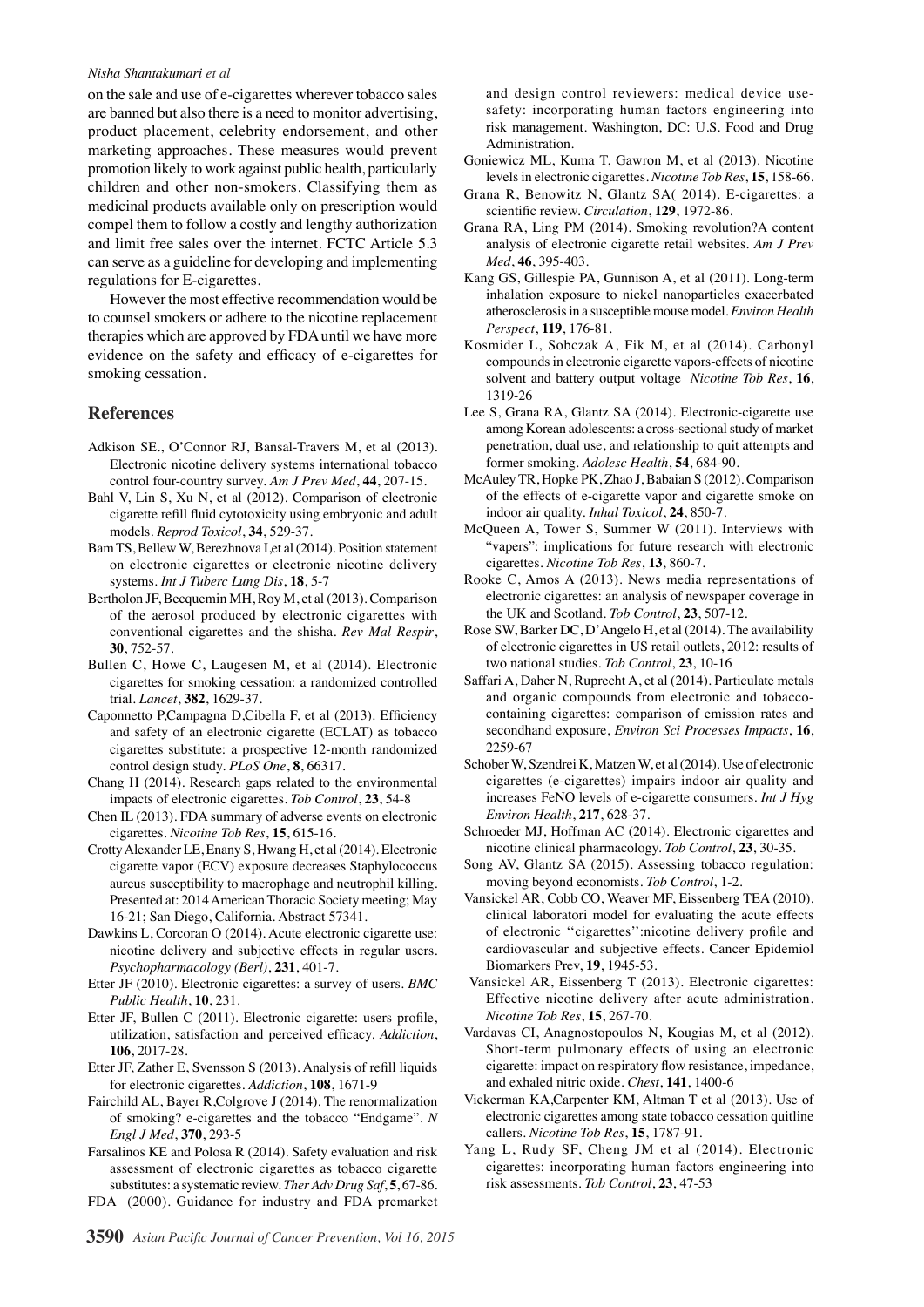on the sale and use of e-cigarettes wherever tobacco sales are banned but also there is a need to monitor advertising, product placement, celebrity endorsement, and other marketing approaches. These measures would prevent promotion likely to work against public health, particularly children and other non-smokers. Classifying them as medicinal products available only on prescription would compel them to follow a costly and lengthy authorization and limit free sales over the internet. FCTC Article 5.3 can serve as a guideline for developing and implementing regulations for E-cigarettes.

However the most effective recommendation would be to counsel smokers or adhere to the nicotine replacement therapies which are approved by FDA until we have more evidence on the safety and efficacy of e-cigarettes for smoking cessation.

## References

Adkison SE., O'Connor RJ, Bansal-Travers M, et al (2013). Electronic nicotine delivery systems international tobacco control four-country survey. *Am J Prev Med*, **44**, 207-15.

Bahl V, Lin S, Xu N, et al (2012). Comparison of electronic cigarette refill fluid cytotoxicity using embryonic and adult models. *Reprod Toxicol*, **34**, 529-37.

Bam TS, Bellew W, Berezhnova I,et al (2014). Position statement on electronic cigarettes or electronic nicotine delivery systems. *Int J Tuberc Lung Dis*, **18**, 5-7

Bertholon JF, Becquemin MH, Roy M, et al (2013). Comparison of the aerosol produced by electronic cigarettes with conventional cigarettes and the shisha. *Rev Mal Respir*, **30**, 752-57.

Bullen C, Howe C, Laugesen M, et al (2014). Electronic cigarettes for smoking cessation: a randomized controlled trial. *Lancet*, **382**, 1629-37.

Caponnetto P,Campagna D,Cibella F, et al (2013). Efficiency and safety of an electronic cigarette (ECLAT) as tobacco cigarettes substitute: a prospective 12-month randomized control design study. *PLoS One*, **8**, 66317.

Chang H (2014). Research gaps related to the environmental impacts of electronic cigarettes. *Tob Control*, **23**, 54-8

Chen IL (2013). FDA summary of adverse events on electronic cigarettes. *Nicotine Tob Res*, **15**, 615-16.

Crotty Alexander LE, Enany S, Hwang H, et al (2014). Electronic cigarette vapor (ECV) exposure decreases Staphylococcus aureus susceptibility to macrophage and neutrophil killing. Presented at: 2014 American Thoracic Society meeting; May 16-21; San Diego, California. Abstract 57341.

Dawkins L, Corcoran O (2014). Acute electronic cigarette use: nicotine delivery and subjective effects in regular users. *Psychopharmacology (Berl)*, **231**, 401-7.

Etter JF (2010). Electronic cigarettes: a survey of users. *BMC Public Health*, **10**, 231.

Etter JF, Bullen C (2011). Electronic cigarette: users profile, utilization, satisfaction and perceived efficacy. *Addiction*, **106**, 2017-28.

Etter JF, Zather E, Svensson S (2013). Analysis of refill liquids for electronic cigarettes. *Addiction*, **108**, 1671-9

Fairchild AL, Bayer R,Colgrove J (2014). The renormalization of smoking? e-cigarettes and the tobacco "Endgame". *N Engl J Med*, **370**, 293-5

Farsalinos KE and Polosa R (2014). Safety evaluation and risk assessment of electronic cigarettes as tobacco cigarette substitutes: a systematic review. *Ther Adv Drug Saf*, **5**, 67-86.

FDA (2000). Guidance for industry and FDA premarket and design control reviewers: medical device use-safety: incorporating human factors engineering into risk management. Washington, DC: U.S. Food and Drug Administration.

Goniewicz ML, Kuma T, Gawron M, et al (2013). Nicotine levels in electronic cigarettes. *Nicotine Tob Res*, **15**, 158-66.

Grana R, Benowitz N, Glantz SA( 2014). E-cigarettes: a scientific review. *Circulation*, **129**, 1972-86.

Grana RA, Ling PM (2014). Smoking revolution?A content analysis of electronic cigarette retail websites. *Am J Prev Med*, **46**, 395-403.

Kang GS, Gillespie PA, Gunnison A, et al (2011). Long-term inhalation exposure to nickel nanoparticles exacerbated atherosclerosis in a susceptible mouse model. *Environ Health Perspect*, **119**, 176-81.

Kosmider L, Sobczak A, Fik M, et al (2014). Carbonyl compounds in electronic cigarette vapors-effects of nicotine solvent and battery output voltage *Nicotine Tob Res*, **16**, 1319-26

Lee S, Grana RA, Glantz SA (2014). Electronic-cigarette use among Korean adolescents: a cross-sectional study of market penetration, dual use, and relationship to quit attempts and former smoking. *Adolesc Health*, **54**, 684-90.

McAuley TR, Hopke PK, Zhao J, Babaian S (2012). Comparison of the effects of e-cigarette vapor and cigarette smoke on indoor air quality. *Inhal Toxicol*, **24**, 850-7.

McQueen A, Tower S, Summer W (2011). Interviews with "vapers": implications for future research with electronic cigarettes. *Nicotine Tob Res*, **13**, 860-7.

Rooke C, Amos A (2013). News media representations of electronic cigarettes: an analysis of newspaper coverage in the UK and Scotland. *Tob Control*, **23**, 507-12.

Rose SW, Barker DC, D'Angelo H, et al (2014). The availability of electronic cigarettes in US retail outlets, 2012: results of two national studies. *Tob Control*, **23**, 10-16

Saffari A, Daher N, Ruprecht A, et al (2014). Particulate metals and organic compounds from electronic and tobacco-containing cigarettes: comparison of emission rates and secondhand exposure, *Environ Sci Processes Impacts*, **16**, 2259-67

Schober W, Szendrei K, Matzen W, et al (2014). Use of electronic cigarettes (e-cigarettes) impairs indoor air quality and increases FeNO levels of e-cigarette consumers. *Int J Hyg Environ Health*, **217**, 628-37.

Schroeder MJ, Hoffman AC (2014). Electronic cigarettes and nicotine clinical pharmacology. *Tob Control*, **23**, 30-35.

Song AV, Glantz SA (2015). Assessing tobacco regulation: moving beyond economists. *Tob Control*, 1-2.

Vansickel AR, Cobb CO, Weaver MF, Eissenberg TEA (2010). clinical laboratori model for evaluating the acute effects of electronic ''cigarettes'':nicotine delivery profile and cardiovascular and subjective effects. Cancer Epidemiol Biomarkers Prev, **19**, 1945-53.

Vansickel AR, Eissenberg T (2013). Electronic cigarettes: Effective nicotine delivery after acute administration. *Nicotine Tob Res*, **15**, 267-70.

Vardavas CI, Anagnostopoulos N, Kougias M, et al (2012). Short-term pulmonary effects of using an electronic cigarette: impact on respiratory flow resistance, impedance, and exhaled nitric oxide. *Chest*, **141**, 1400-6

Vickerman KA,Carpenter KM, Altman T et al (2013). Use of electronic cigarettes among state tobacco cessation quitline callers. *Nicotine Tob Res*, **15**, 1787-91.

Yang L, Rudy SF, Cheng JM et al (2014). Electronic cigarettes: incorporating human factors engineering into risk assessments. *Tob Control*, **23**, 47-53